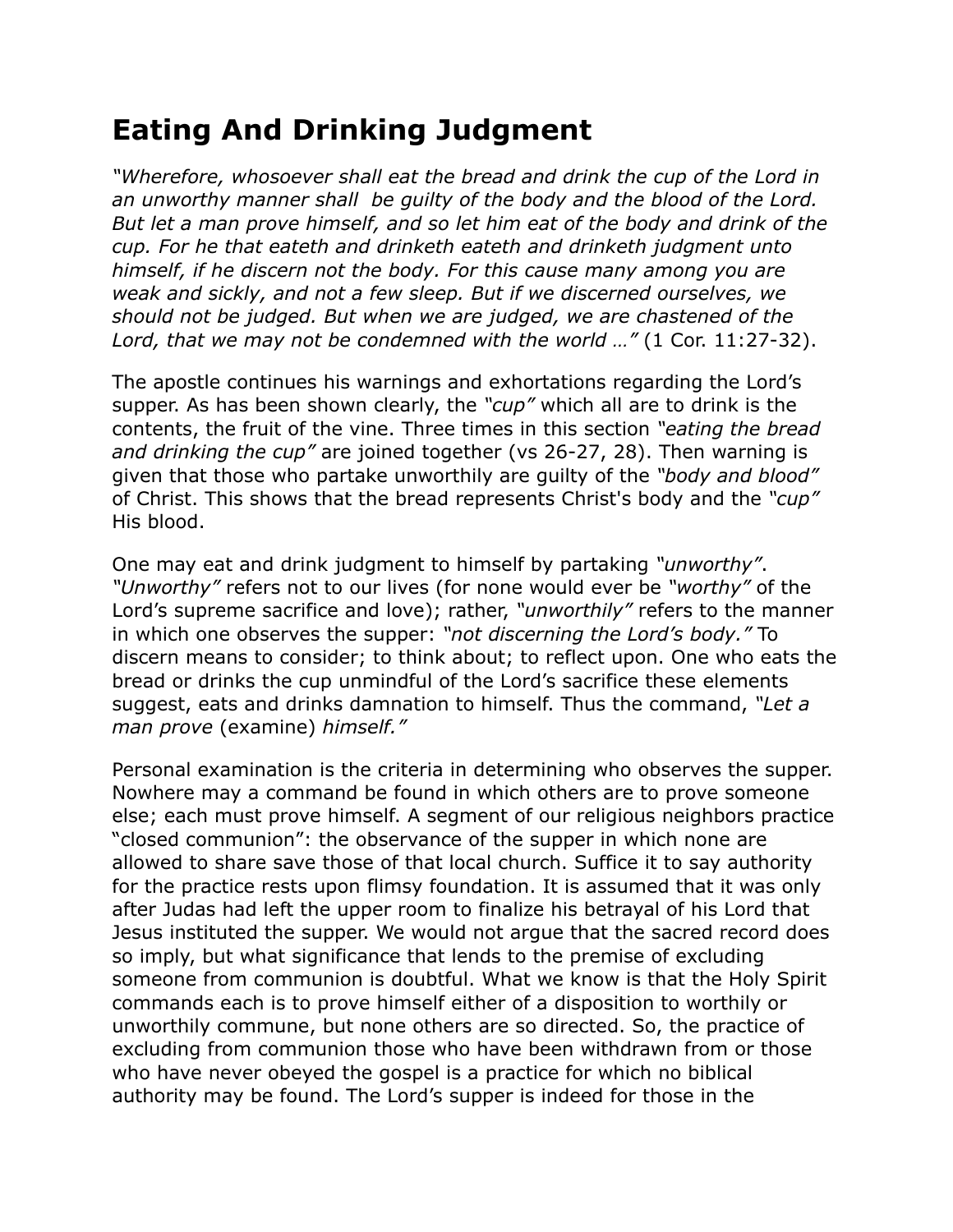# Eating And Drinking Judgment

*"Wherefore, whosoever shall eat the bread and drink the cup of the Lord in an unworthy manner shall be guilty of the body and the blood of the Lord. But let a man prove himself, and so let him eat of the body and drink of the cup. For he that eateth and drinketh eateth and drinketh judgment unto himself, if he discern not the body. For this cause many among you are weak and sickly, and not a few sleep. But if we discerned ourselves, we should not be judged. But when we are judged, we are chastened of the Lord, that we may not be condemned with the world …"* (1 Cor. 11:27-32).

The apostle continues his warnings and exhortations regarding the Lord's supper. As has been shown clearly, the *"cup"* which all are to drink is the contents, the fruit of the vine. Three times in this section *"eating the bread and drinking the cup"* are joined together (vs 26-27, 28). Then warning is given that those who partake unworthily are guilty of the *"body and blood"* of Christ. This shows that the bread represents Christ's body and the *"cup"* His blood.

One may eat and drink judgment to himself by partaking *"unworthy"*. *"Unworthy"* refers not to our lives (for none would ever be *"worthy"* of the Lord's supreme sacrifice and love); rather, *"unworthily"* refers to the manner in which one observes the supper: *"not discerning the Lord's body."* To discern means to consider; to think about; to reflect upon. One who eats the bread or drinks the cup unmindful of the Lord's sacrifice these elements suggest, eats and drinks damnation to himself. Thus the command, *"Let a man prove* (examine) *himself."*

Personal examination is the criteria in determining who observes the supper. Nowhere may a command be found in which others are to prove someone else; each must prove himself. A segment of our religious neighbors practice "closed communion": the observance of the supper in which none are allowed to share save those of that local church. Suffice it to say authority for the practice rests upon flimsy foundation. It is assumed that it was only after Judas had left the upper room to finalize his betrayal of his Lord that Jesus instituted the supper. We would not argue that the sacred record does so imply, but what significance that lends to the premise of excluding someone from communion is doubtful. What we know is that the Holy Spirit commands each is to prove himself either of a disposition to worthily or unworthily commune, but none others are so directed. So, the practice of excluding from communion those who have been withdrawn from or those who have never obeyed the gospel is a practice for which no biblical authority may be found. The Lord's supper is indeed for those in the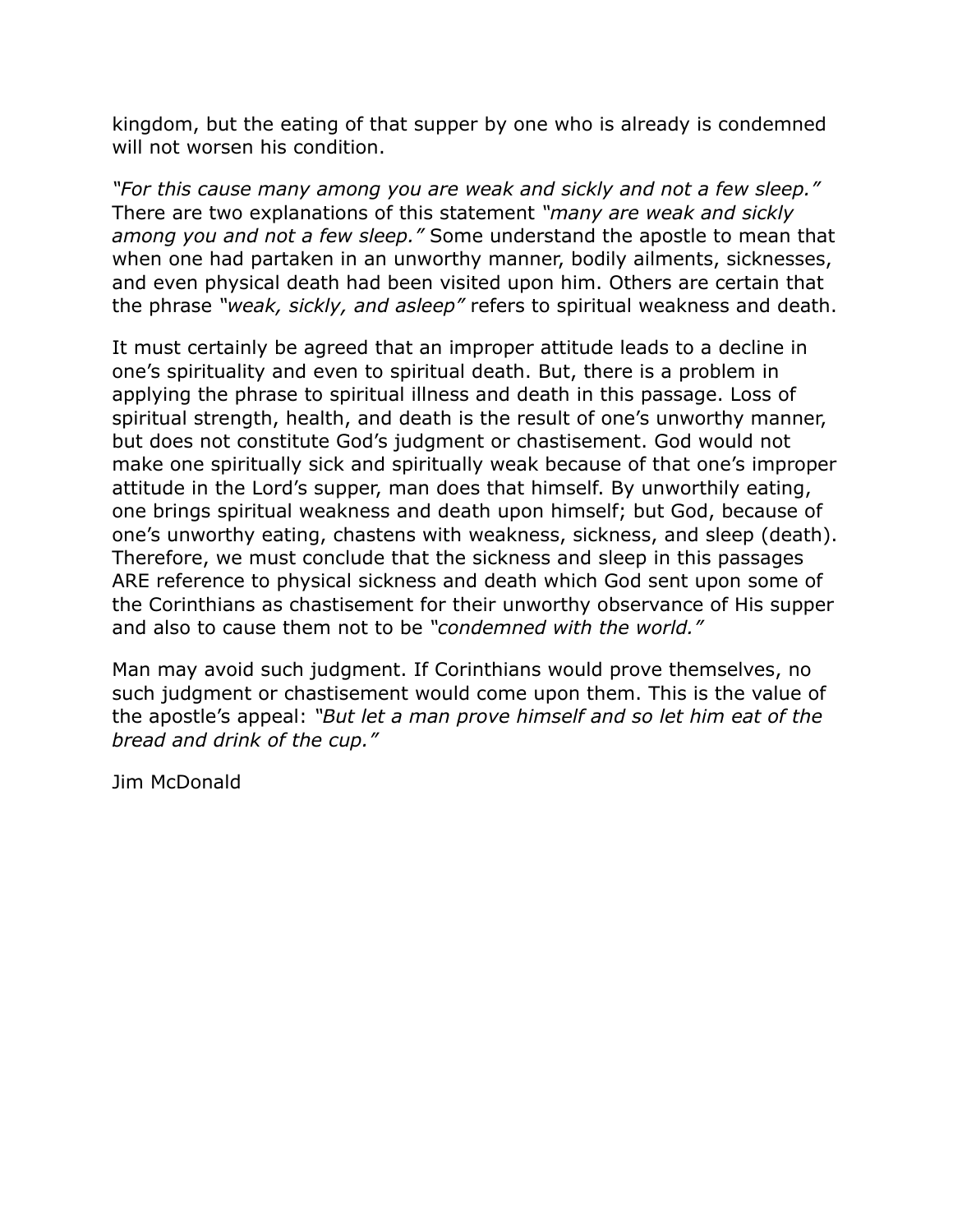kingdom, but the eating of that supper by one who is already is condemned will not worsen his condition.

*"For this cause many among you are weak and sickly and not a few sleep."* There are two explanations of this statement *"many are weak and sickly among you and not a few sleep."* Some understand the apostle to mean that when one had partaken in an unworthy manner, bodily ailments, sicknesses, and even physical death had been visited upon him. Others are certain that the phrase *"weak, sickly, and asleep"* refers to spiritual weakness and death.

It must certainly be agreed that an improper attitude leads to a decline in one's spirituality and even to spiritual death. But, there is a problem in applying the phrase to spiritual illness and death in this passage. Loss of spiritual strength, health, and death is the result of one's unworthy manner, but does not constitute God's judgment or chastisement. God would not make one spiritually sick and spiritually weak because of that one's improper attitude in the Lord's supper, man does that himself. By unworthily eating, one brings spiritual weakness and death upon himself; but God, because of one's unworthy eating, chastens with weakness, sickness, and sleep (death). Therefore, we must conclude that the sickness and sleep in this passages ARE reference to physical sickness and death which God sent upon some of the Corinthians as chastisement for their unworthy observance of His supper and also to cause them not to be *"condemned with the world."*

Man may avoid such judgment. If Corinthians would prove themselves, no such judgment or chastisement would come upon them. This is the value of the apostle's appeal: *"But let a man prove himself and so let him eat of the bread and drink of the cup."*

Jim McDonald